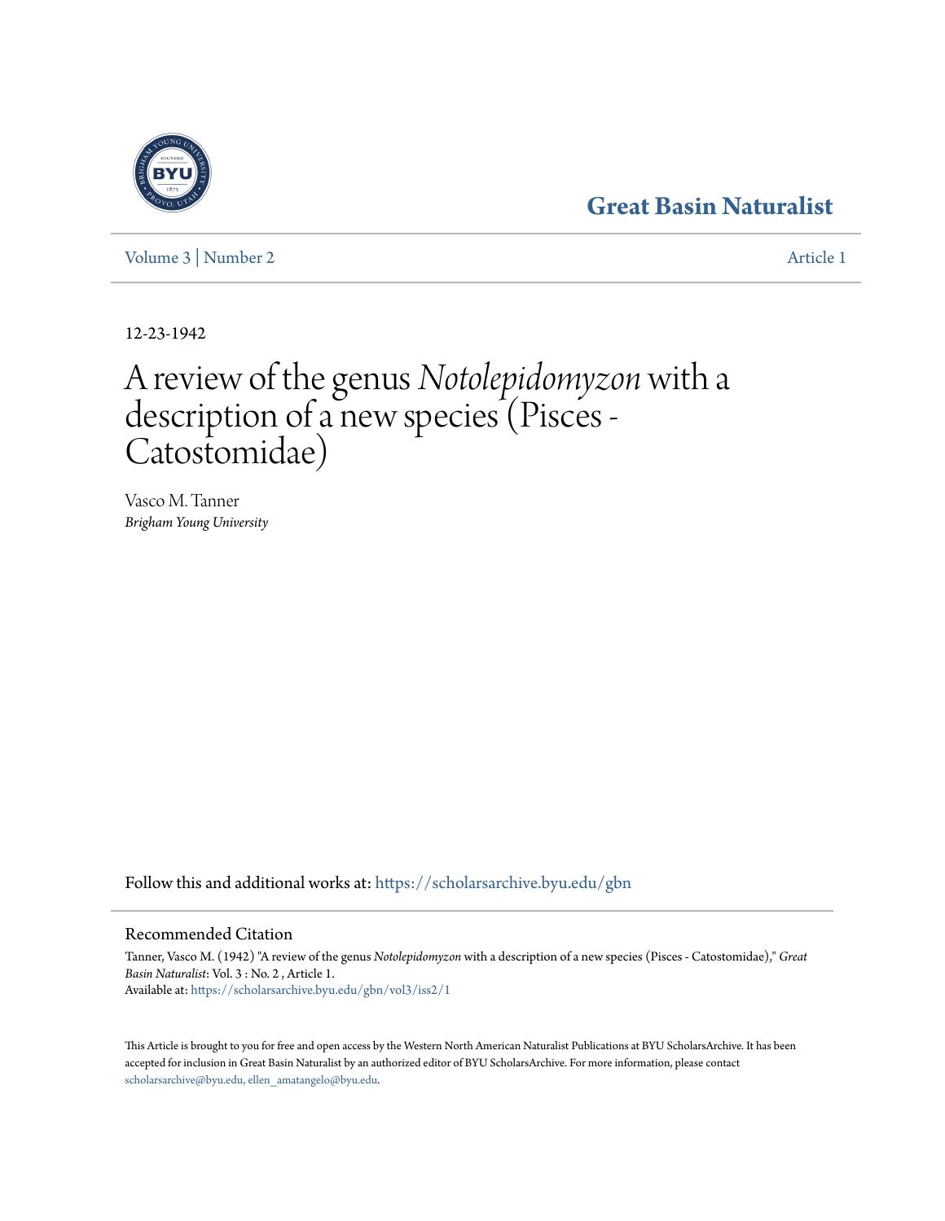Great Basin Naturalist

Volume 3 | Number 2 — Article 1

12-23-1942

# A review of the genus *Notolepidomyzon* with a description of a new species (Pisces - Catostomidae)

Vasco M. Tanner
*Brigham Young University*

Follow this and additional works at: https://scholarsarchive.byu.edu/gbn

## Recommended Citation

Tanner, Vasco M. (1942) "A review of the genus *Notolepidomyzon* with a description of a new species (Pisces - Catostomidae)," *Great Basin Naturalist*: Vol. 3 : No. 2 , Article 1.
Available at: https://scholarsarchive.byu.edu/gbn/vol3/iss2/1

This Article is brought to you for free and open access by the Western North American Naturalist Publications at BYU ScholarsArchive. It has been accepted for inclusion in Great Basin Naturalist by an authorized editor of BYU ScholarsArchive. For more information, please contact scholarsarchive@byu.edu, ellen_amatangelo@byu.edu.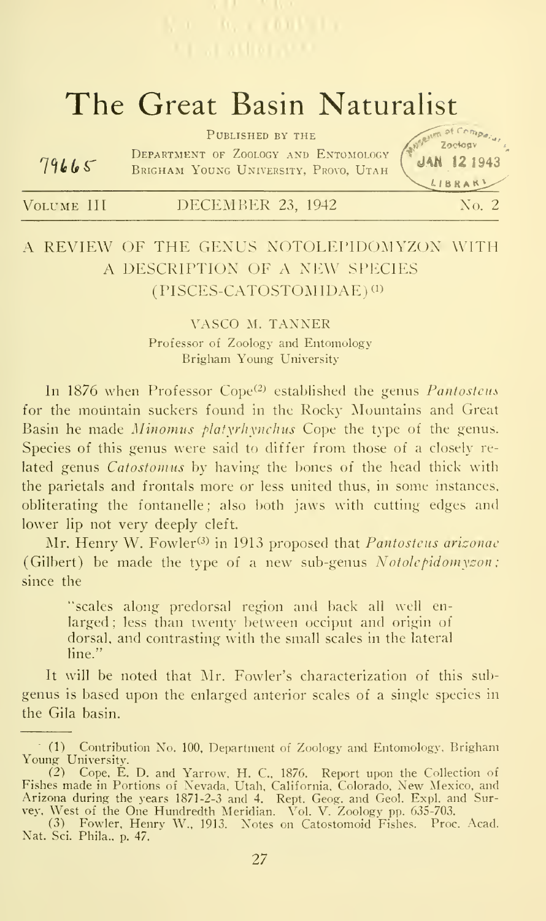# The Great Basin Naturalist

Published by the
Department of Zoology and Entomology
Brigham Young University, Provo, Utah

79665

Museum of Comparative Zoology JAN 12 1943 LIBRARY

Volume III — December 23, 1942 — No. 2

## A REVIEW OF THE GENUS NOTOLEPIDOMYZON WITH A DESCRIPTION OF A NEW SPECIES (PISCES-CATOSTOMIDAE)[1]

VASCO M. TANNER
Professor of Zoology and Entomology
Brigham Young University

In 1876 when Professor Cope[2] established the genus *Pantosteus* for the mountain suckers found in the Rocky Mountains and Great Basin he made *Minomus platyrhynchus* Cope the type of the genus. Species of this genus were said to differ from those of a closely related genus *Catostomus* by having the bones of the head thick with the parietals and frontals more or less united thus, in some instances, obliterating the fontanelle; also both jaws with cutting edges and lower lip not very deeply cleft.

Mr. Henry W. Fowler[3] in 1913 proposed that *Pantosteus arizonae* (Gilbert) be made the type of a new sub-genus *Notolepidomyzon*; since the

> "scales along predorsal region and back all well enlarged; less than twenty between occiput and origin of dorsal, and contrasting with the small scales in the lateral line."

It will be noted that Mr. Fowler's characterization of this subgenus is based upon the enlarged anterior scales of a single species in the Gila basin.

---

(1) Contribution No. 100, Department of Zoology and Entomology, Brigham Young University.

(2) Cope, E. D. and Yarrow, H. C., 1876. Report upon the Collection of Fishes made in Portions of Nevada, Utah, California, Colorado, New Mexico, and Arizona during the years 1871-2-3 and 4. Rept. Geog. and Geol. Expl. and Survey, West of the One Hundredth Meridian. Vol. V. Zoology pp. 635-703.

(3) Fowler, Henry W., 1913. Notes on Catostomoid Fishes. Proc. Acad. Nat. Sci. Phila., p. 47.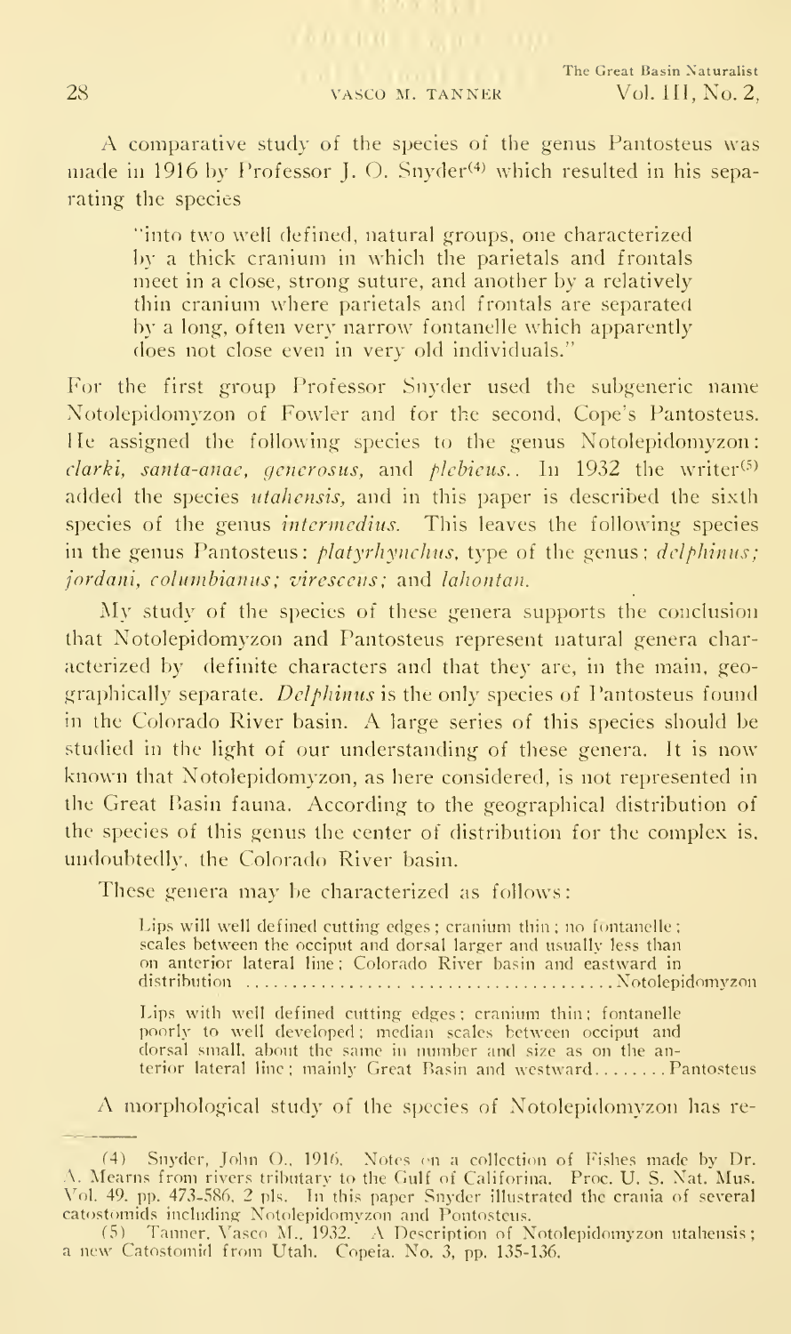A comparative study of the species of the genus Pantosteus was made in 1916 by Professor J. O. Snyder[4] which resulted in his separating the species

> "into two well defined, natural groups, one characterized by a thick cranium in which the parietals and frontals meet in a close, strong suture, and another by a relatively thin cranium where parietals and frontals are separated by a long, often very narrow fontanelle which apparently does not close even in very old individuals."

For the first group Professor Snyder used the subgeneric name Notolepidomyzon of Fowler and for the second, Cope's Pantosteus. He assigned the following species to the genus Notolepidomyzon: *clarki, santa-anae, generosus,* and *plebeius.*. In 1932 the writer[5] added the species *utahensis,* and in this paper is described the sixth species of the genus *intermedius.* This leaves the following species in the genus Pantosteus: *platyrhynchus,* type of the genus; *delphinus; jordani, columbianus; virescens;* and *lahontan.*

My study of the species of these genera supports the conclusion that Notolepidomyzon and Pantosteus represent natural genera characterized by definite characters and that they are, in the main, geographically separate. *Delphinus* is the only species of Pantosteus found in the Colorado River basin. A large series of this species should be studied in the light of our understanding of these genera. It is now known that Notolepidomyzon, as here considered, is not represented in the Great Basin fauna. According to the geographical distribution of the species of this genus the center of distribution for the complex is, undoubtedly, the Colorado River basin.

These genera may be characterized as follows:

Lips will well defined cutting edges; cranium thin; no fontanelle; scales between the occiput and dorsal larger and usually less than on anterior lateral line; Colorado River basin and eastward in distribution ........................................ Notolepidomyzon

Lips with well defined cutting edges; cranium thin; fontanelle poorly to well developed; median scales between occiput and dorsal small, about the same in number and size as on the anterior lateral line; mainly Great Basin and westward ........ Pantosteus

A morphological study of the species of Notolepidomyzon has re-

---

(4) Snyder, John O., 1916. Notes on a collection of Fishes made by Dr. A. Mearns from rivers tributary to the Gulf of Califorina. Proc. U. S. Nat. Mus. Vol. 49. pp. 473-586. 2 pls. In this paper Snyder illustrated the crania of several catostomids including Notolepidomyzon and Pontosteus.

(5) Tanner, Vasco M., 1932. A Description of Notolepidomyzon utahensis; a new Catostomid from Utah. Copeia. No. 3, pp. 135-136.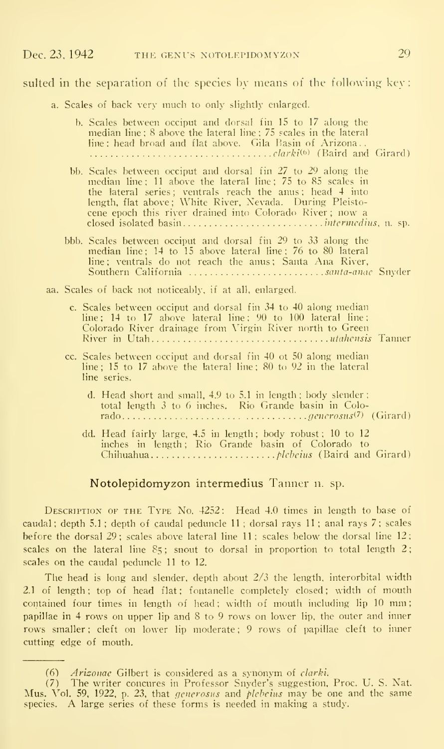sulted in the separation of the species by means of the following key:

- a. Scales of back very much to only slightly enlarged.
  - b. Scales between occiput and dorsal fin 15 to 17 along the median line; 8 above the lateral line; 75 scales in the lateral line; head broad and flat above. Gila Basin of Arizona.. .................................*clarki*[6] (Baird and Girard)
  - bb. Scales between occiput and dorsal fin 27 to 29 along the median line; 11 above the lateral line; 75 to 85 scales in the lateral series; ventrals reach the anus; head 4 into length, flat above; White River, Nevada. During Pleistocene epoch this river drained into Colorado River; now a closed isolated basin...........................*intermedius*, n. sp.
  - bbb. Scales between occiput and dorsal fin 29 to 33 along the median line; 14 to 15 above lateral line; 76 to 80 lateral line; ventrals do not reach the anus; Santa Ana River, Southern California ...........................*santa-anae* Snyder
- aa. Scales of back not noticeably, if at all, enlarged.
  - c. Scales between occiput and dorsal fin 34 to 40 along median line; 14 to 17 above lateral line; 90 to 100 lateral line; Colorado River drainage from Virgin River north to Green River in Utah.................................*utahensis* Tanner
  - cc. Scales between occiput and dorsal fin 40 ot 50 along median line; 15 to 17 above the lateral line; 80 to 92 in the lateral line series.
    - d. Head short and small, 4.9 to 5.1 in length; body slender; total length 3 to 6 inches. Rio Grande basin in Colorado..........................................*generosus*[7] (Girard)
    - dd. Head fairly large, 4.5 in length; body robust; 10 to 12 inches in length; Rio Grande basin of Colorado to Chihuahua........................*plebeius* (Baird and Girard)

## Notolepidomyzon intermedius Tanner n. sp.

DESCRIPTION OF THE TYPE NO. 4252: Head 4.0 times in length to base of caudal; depth 5.1; depth of caudal peduncle 11; dorsal rays 11; anal rays 7; scales before the dorsal 29; scales above lateral line 11; scales below the dorsal line 12; scales on the lateral line 85; snout to dorsal in proportion to total length 2; scales on the caudal peduncle 11 to 12.

The head is long and slender, depth about 2/3 the length, interorbital width 2.1 of length; top of head flat; fontanelle completely closed; width of mouth contained four times in length of head; width of mouth including lip 10 mm; papillae in 4 rows on upper lip and 8 to 9 rows on lower lip, the outer and inner rows smaller; cleft on lower lip moderate; 9 rows of papillae cleft to inner cutting edge of mouth.

---

(6) *Arizonae* Gilbert is considered as a synonym of *clarki*.

(7) The writer concures in Professor Snyder's suggestion, Proc. U. S. Nat. Mus. Vol. 59, 1922, p. 23, that *generosus* and *plebeius* may be one and the same species. A large series of these forms is needed in making a study.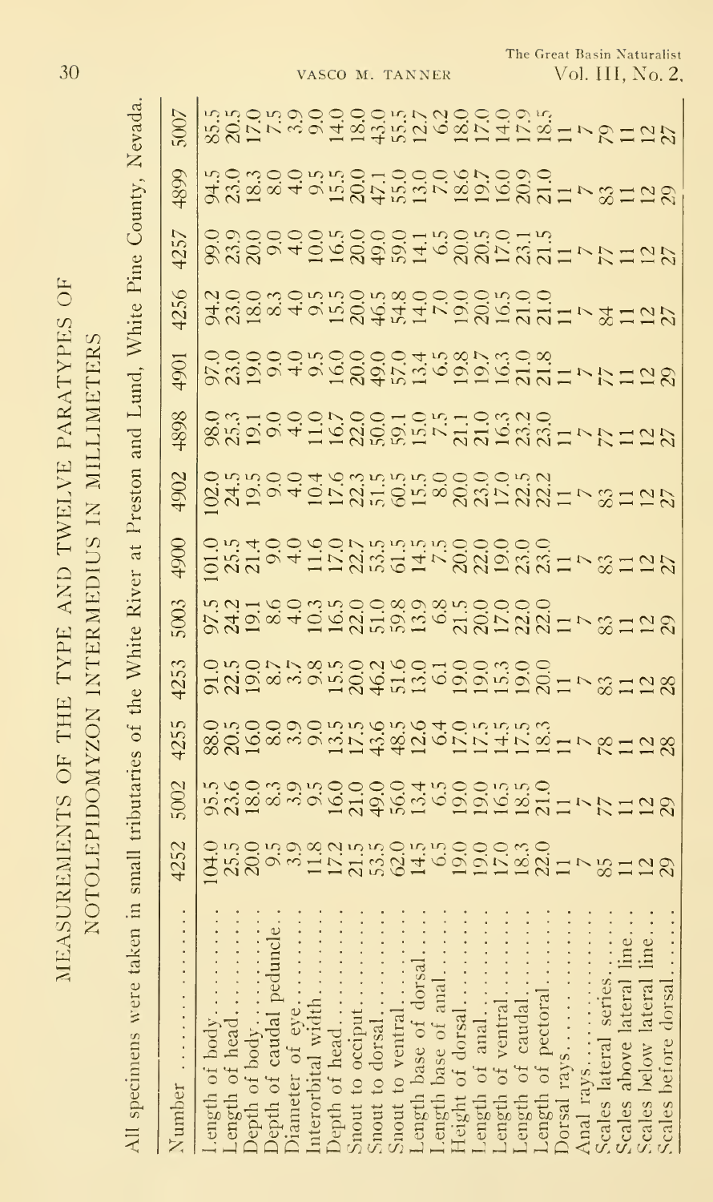# MEASUREMENTS OF THE TYPE AND TWELVE PARATYPES OF NOTOLEPIDOMYZON INTERMEDIUS IN MILLIMETERS

All specimens were taken in small tributaries of the White River at Preston and Lund, White Pine County, Nevada.

| Number | 4252 | 5002 | 4255 | 4253 | 5003 | 4900 | 4902 | 4898 | 4901 | 4256 | 4257 | 4899 | 5007 |
|---|---|---|---|---|---|---|---|---|---|---|---|---|---|
| Length of body | 104.0 | 95.5 | 88.0 | 91.0 | 97.5 | 101.0 | 102.0 | 98.0 | 97.0 | 94.2 | 99.0 | 94.5 | 85.5 |
| Length of head | 25.5 | 23.6 | 20.5 | 22.5 | 24.2 | 25.5 | 24.5 | 25.3 | 23.0 | 23.0 | 23.9 | 23.0 | 20.5 |
| Depth of body | 20.0 | 18.0 | 16.0 | 19.0 | 19.1 | 21.4 | 19.5 | 19.1 | 19.0 | 18.0 | 20.0 | 18.3 | 17.0 |
| Depth of caudal peduncle | 9.5 | 8.3 | 8.0 | 8.7 | 8.6 | 9.0 | 9.0 | 9.0 | 9.0 | 8.3 | 9.0 | 8.0 | 7.5 |
| Diameter of eye | 3.9 | 3.9 | 3.9 | 3.7 | 4.0 | 4.0 | 4.0 | 4.0 | 4.0 | 4.0 | 4.0 | 4.0 | 3.9 |
| Interorbital width | 11.8 | 9.5 | 9.0 | 9.8 | 10.3 | 11.6 | 10.4 | 11.0 | 9.5 | 9.5 | 10.0 | 9.5 | 9.0 |
| Depth of head | 17.2 | 16.0 | 13.5 | 15.5 | 16.5 | 17.0 | 17.6 | 16.7 | 16.0 | 15.5 | 16.5 | 15.5 | 14.0 |
| Snout to occiput | 21.5 | 21.0 | 17.5 | 20.0 | 22.0 | 22.7 | 22.3 | 22.0 | 20.0 | 20.0 | 20.0 | 20.0 | 18.0 |
| Snout to dorsal | 53.5 | 49.0 | 43.6 | 46.2 | 51.0 | 53.5 | 51.5 | 50.0 | 49.0 | 46.5 | 49.0 | 47.1 | 43.0 |
| Snout to ventral | 62.0 | 56.0 | 48.5 | 51.6 | 59.8 | 61.5 | 60.5 | 59.1 | 57.0 | 54.8 | 59.0 | 55.0 | 55.5 |
| Length base of dorsal | 14.5 | 13.4 | 12.6 | 13.0 | 13.9 | 14.5 | 15.5 | 15.0 | 13.4 | 14.0 | 14.1 | 13.0 | 12.7 |
| Length base of anal | 6.5 | 6.5 | 6.4 | 6.1 | 6.8 | 7.5 | 8.0 | 7.5 | 6.5 | 7.0 | 6.5 | 7.0 | 6.2 |
| Height of dorsal | 19.0 | 19.0 | 17.0 | 19.0 | 21.5 | 20.0 | 20.0 | 21.1 | 19.8 | 19.0 | 20.0 | 18.6 | 18.0 |
| Length of anal | 19.0 | 19.0 | 17.5 | 19.0 | 20.0 | 22.0 | 23.0 | 21.0 | 19.7 | 20.0 | 20.5 | 19.7 | 17.0 |
| Length of ventral | 17.0 | 16.5 | 14.5 | 15.3 | 17.0 | 19.0 | 17.0 | 16.3 | 16.3 | 16.5 | 17.0 | 16.0 | 14.0 |
| Length of caudal | 18.3 | 18.5 | 17.5 | 19.0 | 22.0 | 23.0 | 22.5 | 23.2 | 21.0 | 21.0 | 23.1 | 20.9 | 17.9 |
| Length of pectoral | 22.0 | 21.0 | 18.3 | 20.0 | 22.0 | 23.0 | 22.2 | 23.0 | 21.8 | 21.0 | 21.5 | 21.0 | 18.5 |
| Dorsal rays | 11 | 11 | 11 | 11 | 11 | 11 | 11 | 11 | 11 | 11 | 11 | 11 | 11 |
| Anal rays | 7 | 7 | 7 | 7 | 7 | 7 | 7 | 7 | 7 | 7 | 7 | 7 | 7 |
| Scales lateral series | 85 | 77 | 78 | 83 | 83 | 83 | 83 | 77 | 77 | 84 | 77 | 83 | 79 |
| Scales above lateral line | 11 | 11 | 11 | 11 | 11 | 11 | 11 | 11 | 11 | 11 | 11 | 11 | 11 |
| Scales below lateral line | 12 | 12 | 12 | 12 | 12 | 12 | 12 | 12 | 12 | 12 | 12 | 12 | 12 |
| Scales before dorsal | 29 | 29 | 28 | 28 | 29 | 27 | 27 | 27 | 29 | 27 | 27 | 29 | 27 |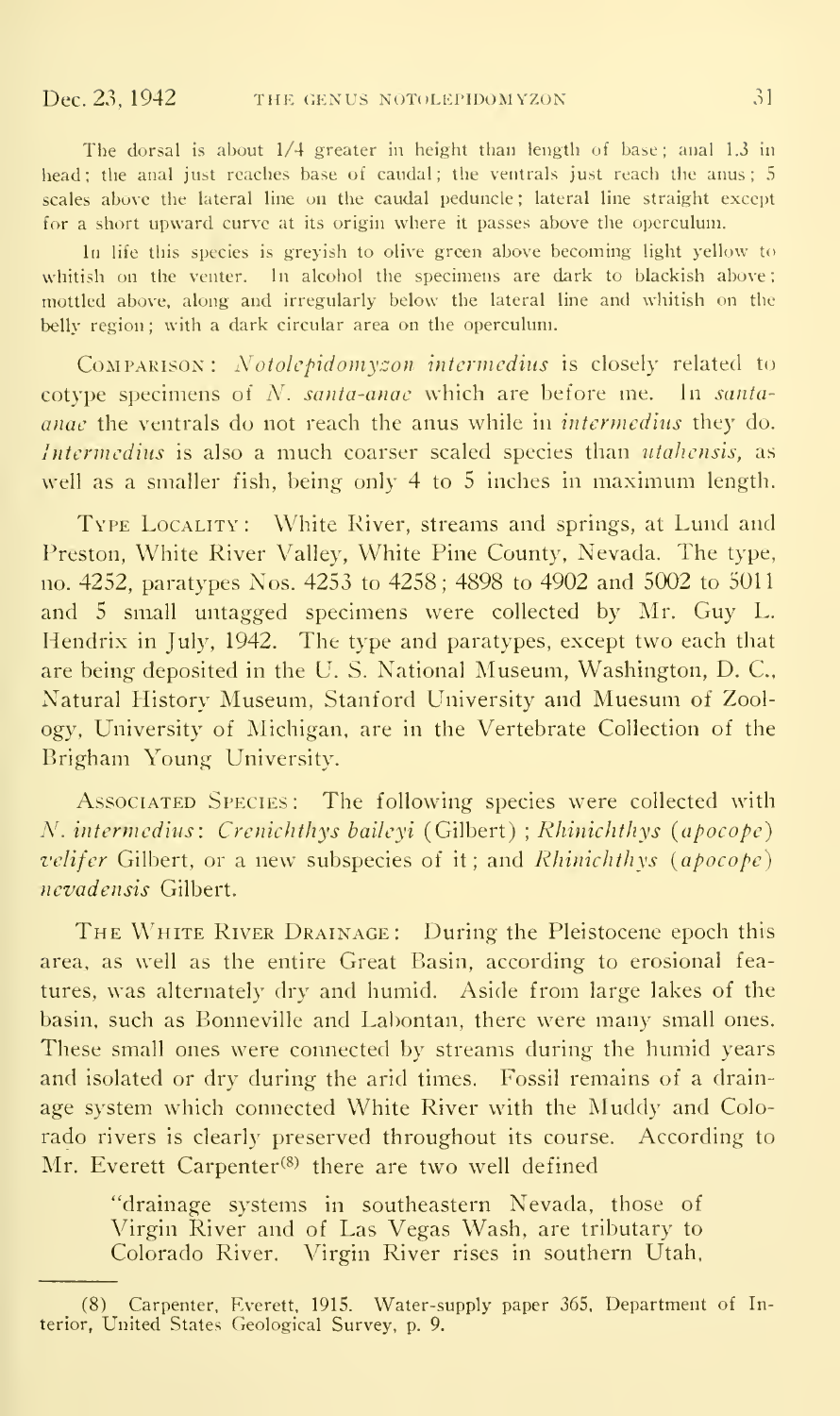The dorsal is about 1/4 greater in height than length of base; anal 1.3 in head; the anal just reaches base of caudal; the ventrals just reach the anus; 5 scales above the lateral line on the caudal peduncle; lateral line straight except for a short upward curve at its origin where it passes above the operculum.

In life this species is greyish to olive green above becoming light yellow to whitish on the venter. In alcohol the specimens are dark to blackish above; mottled above, along and irregularly below the lateral line and whitish on the belly region; with a dark circular area on the operculum.

COMPARISON: *Notolepidomyzon intermedius* is closely related to cotype specimens of *N. santa-anae* which are before me. In *santa-anae* the ventrals do not reach the anus while in *intermedius* they do. *Intermedius* is also a much coarser scaled species than *utahensis*, as well as a smaller fish, being only 4 to 5 inches in maximum length.

TYPE LOCALITY: White River, streams and springs, at Lund and Preston, White River Valley, White Pine County, Nevada. The type, no. 4252, paratypes Nos. 4253 to 4258; 4898 to 4902 and 5002 to 5011 and 5 small untagged specimens were collected by Mr. Guy L. Hendrix in July, 1942. The type and paratypes, except two each that are being deposited in the U. S. National Museum, Washington, D. C., Natural History Museum, Stanford University and Muesum of Zoology, University of Michigan, are in the Vertebrate Collection of the Brigham Young University.

ASSOCIATED SPECIES: The following species were collected with *N. intermedius*: *Crenichthys baileyi* (Gilbert); *Rhinichthys* (*apocope*) *velifer* Gilbert, or a new subspecies of it; and *Rhinichthys* (*apocope*) *nevadensis* Gilbert.

THE WHITE RIVER DRAINAGE: During the Pleistocene epoch this area, as well as the entire Great Basin, according to erosional features, was alternately dry and humid. Aside from large lakes of the basin, such as Bonneville and Labontan, there were many small ones. These small ones were connected by streams during the humid years and isolated or dry during the arid times. Fossil remains of a drainage system which connected White River with the Muddy and Colorado rivers is clearly preserved throughout its course. According to Mr. Everett Carpenter[8] there are two well defined

> "drainage systems in southeastern Nevada, those of Virgin River and of Las Vegas Wash, are tributary to Colorado River. Virgin River rises in southern Utah,

(8) Carpenter, Everett, 1915. Water-supply paper 365, Department of Interior, United States Geological Survey, p. 9.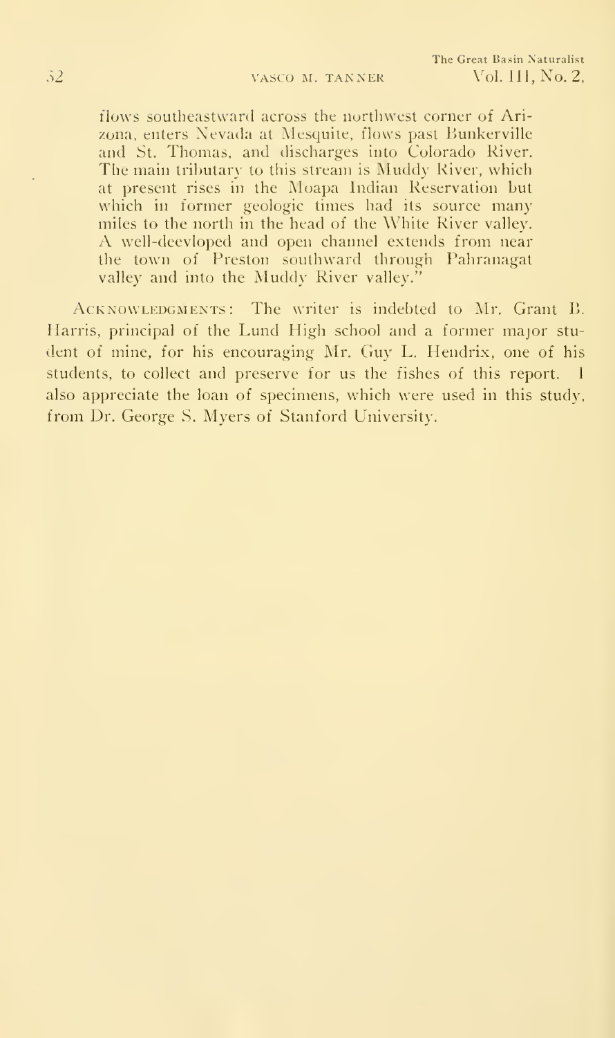flows southeastward across the northwest corner of Arizona, enters Nevada at Mesquite, flows past Bunkerville and St. Thomas, and discharges into Colorado River. The main tributary to this stream is Muddy River, which at present rises in the Moapa Indian Reservation but which in former geologic times had its source many miles to the north in the head of the White River valley. A well-deevloped and open channel extends from near the town of Preston southward through Pahranagat valley and into the Muddy River valley."

ACKNOWLEDGMENTS: The writer is indebted to Mr. Grant B. Harris, principal of the Lund High school and a former major student of mine, for his encouraging Mr. Guy L. Hendrix, one of his students, to collect and preserve for us the fishes of this report. I also appreciate the loan of specimens, which were used in this study, from Dr. George S. Myers of Stanford University.